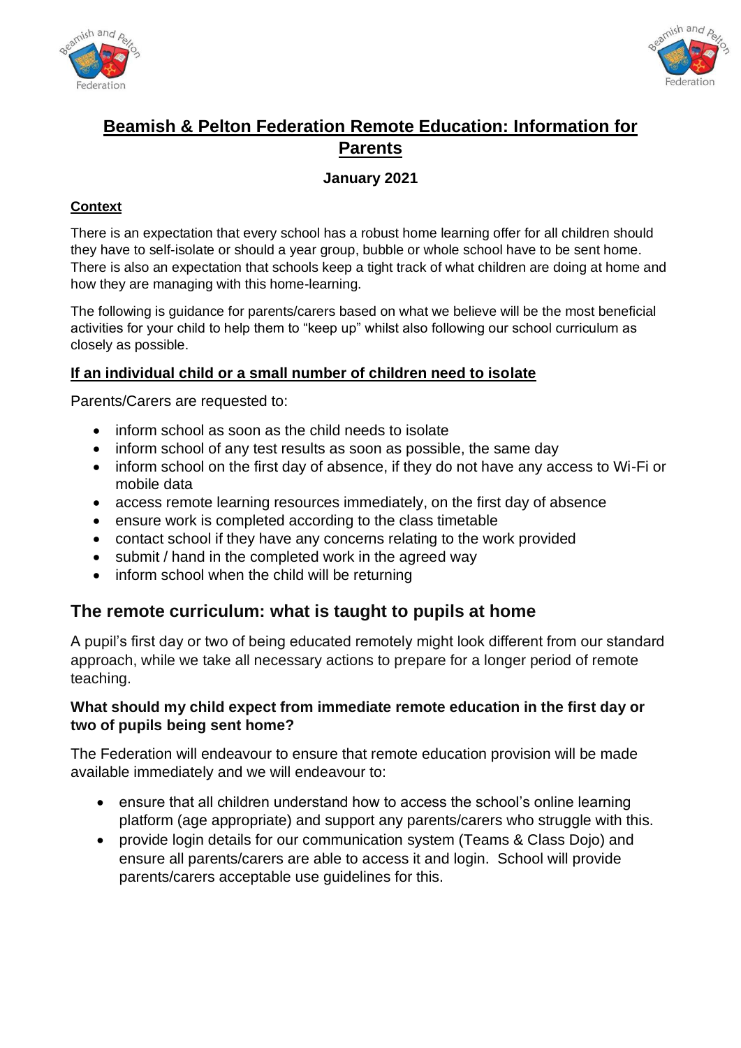# Beamish & Pelton Federation Remote Education: Information for Parents

**January 2021**

### Context

There is an expectation that every school has a robust home learning offer for all children should they have to self-isolate or should a year group, bubble or whole school have to be sent home. There is also an expectation that schools keep a tight track of what children are doing at home and how they are managing with this home-learning.

The following is guidance for parents/carers based on what we believe will be the most beneficial activities for your child to help them to "keep up" whilst also following our school curriculum as closely as possible.

### If an individual child or a small number of children need to isolate

Parents/Carers are requested to:

- inform school as soon as the child needs to isolate
- inform school of any test results as soon as possible, the same day
- inform school on the first day of absence, if they do not have any access to Wi-Fi or mobile data
- access remote learning resources immediately, on the first day of absence
- ensure work is completed according to the class timetable
- contact school if they have any concerns relating to the work provided
- submit / hand in the completed work in the agreed way
- inform school when the child will be returning

## The remote curriculum: what is taught to pupils at home

A pupil's first day or two of being educated remotely might look different from our standard approach, while we take all necessary actions to prepare for a longer period of remote teaching.

### What should my child expect from immediate remote education in the first day or two of pupils being sent home?

The Federation will endeavour to ensure that remote education provision will be made available immediately and we will endeavour to:

- ensure that all children understand how to access the school's online learning platform (age appropriate) and support any parents/carers who struggle with this.
- provide login details for our communication system (Teams & Class Dojo) and ensure all parents/carers are able to access it and login. School will provide parents/carers acceptable use guidelines for this.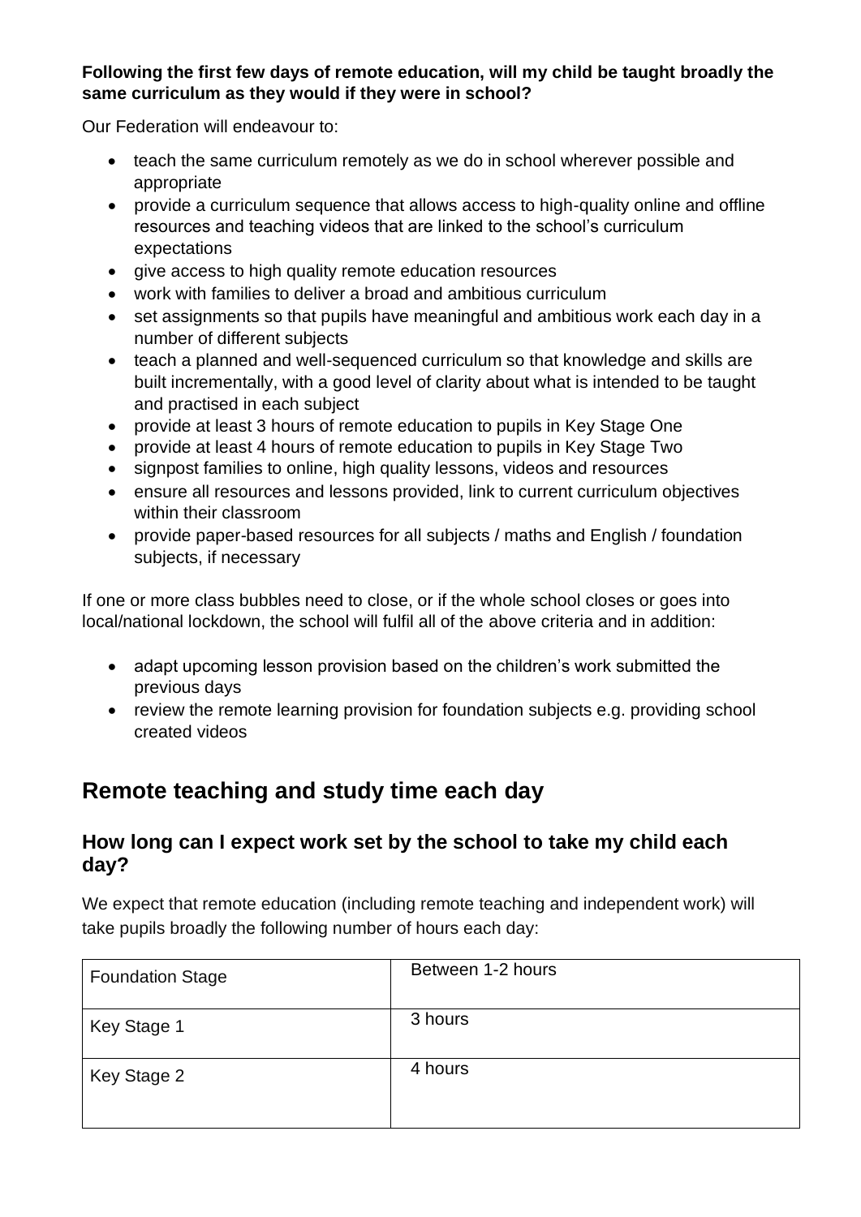**Following the first few days of remote education, will my child be taught broadly the same curriculum as they would if they were in school?**

Our Federation will endeavour to:

- teach the same curriculum remotely as we do in school wherever possible and appropriate
- provide a curriculum sequence that allows access to high-quality online and offline resources and teaching videos that are linked to the school's curriculum expectations
- give access to high quality remote education resources
- work with families to deliver a broad and ambitious curriculum
- set assignments so that pupils have meaningful and ambitious work each day in a number of different subjects
- teach a planned and well-sequenced curriculum so that knowledge and skills are built incrementally, with a good level of clarity about what is intended to be taught and practised in each subject
- provide at least 3 hours of remote education to pupils in Key Stage One
- provide at least 4 hours of remote education to pupils in Key Stage Two
- signpost families to online, high quality lessons, videos and resources
- ensure all resources and lessons provided, link to current curriculum objectives within their classroom
- provide paper-based resources for all subjects / maths and English / foundation subjects, if necessary

If one or more class bubbles need to close, or if the whole school closes or goes into local/national lockdown, the school will fulfil all of the above criteria and in addition:

- adapt upcoming lesson provision based on the children's work submitted the previous days
- review the remote learning provision for foundation subjects e.g. providing school created videos

## Remote teaching and study time each day

### How long can I expect work set by the school to take my child each day?

We expect that remote education (including remote teaching and independent work) will take pupils broadly the following number of hours each day:

| | |
|---|---|
| Foundation Stage | Between 1-2 hours |
| Key Stage 1 | 3 hours |
| Key Stage 2 | 4 hours |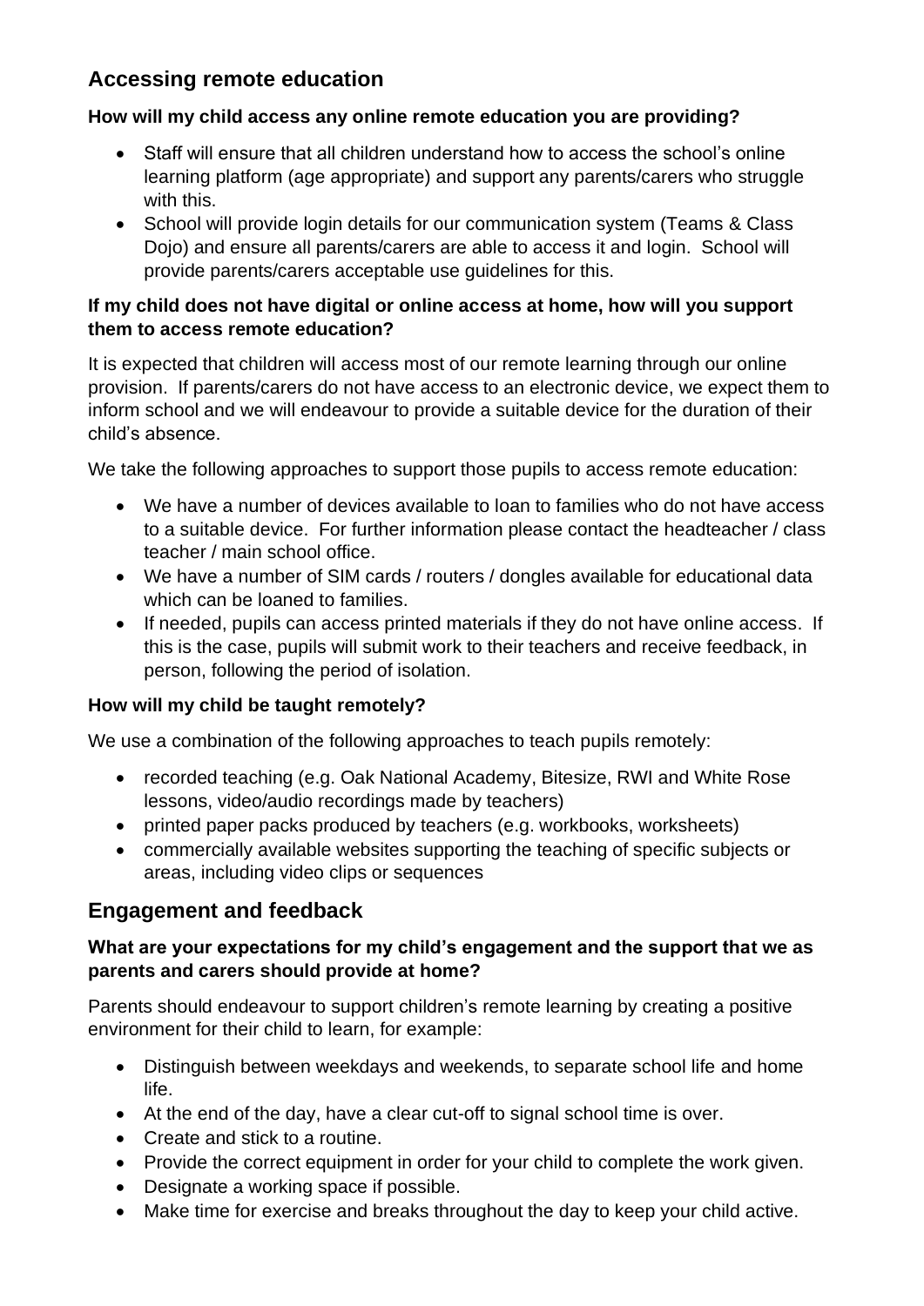## Accessing remote education

### How will my child access any online remote education you are providing?

- Staff will ensure that all children understand how to access the school's online learning platform (age appropriate) and support any parents/carers who struggle with this.
- School will provide login details for our communication system (Teams & Class Dojo) and ensure all parents/carers are able to access it and login. School will provide parents/carers acceptable use guidelines for this.

### If my child does not have digital or online access at home, how will you support them to access remote education?

It is expected that children will access most of our remote learning through our online provision. If parents/carers do not have access to an electronic device, we expect them to inform school and we will endeavour to provide a suitable device for the duration of their child's absence.

We take the following approaches to support those pupils to access remote education:

- We have a number of devices available to loan to families who do not have access to a suitable device. For further information please contact the headteacher / class teacher / main school office.
- We have a number of SIM cards / routers / dongles available for educational data which can be loaned to families.
- If needed, pupils can access printed materials if they do not have online access. If this is the case, pupils will submit work to their teachers and receive feedback, in person, following the period of isolation.

### How will my child be taught remotely?

We use a combination of the following approaches to teach pupils remotely:

- recorded teaching (e.g. Oak National Academy, Bitesize, RWI and White Rose lessons, video/audio recordings made by teachers)
- printed paper packs produced by teachers (e.g. workbooks, worksheets)
- commercially available websites supporting the teaching of specific subjects or areas, including video clips or sequences

## Engagement and feedback

### What are your expectations for my child's engagement and the support that we as parents and carers should provide at home?

Parents should endeavour to support children's remote learning by creating a positive environment for their child to learn, for example:

- Distinguish between weekdays and weekends, to separate school life and home life.
- At the end of the day, have a clear cut-off to signal school time is over.
- Create and stick to a routine.
- Provide the correct equipment in order for your child to complete the work given.
- Designate a working space if possible.
- Make time for exercise and breaks throughout the day to keep your child active.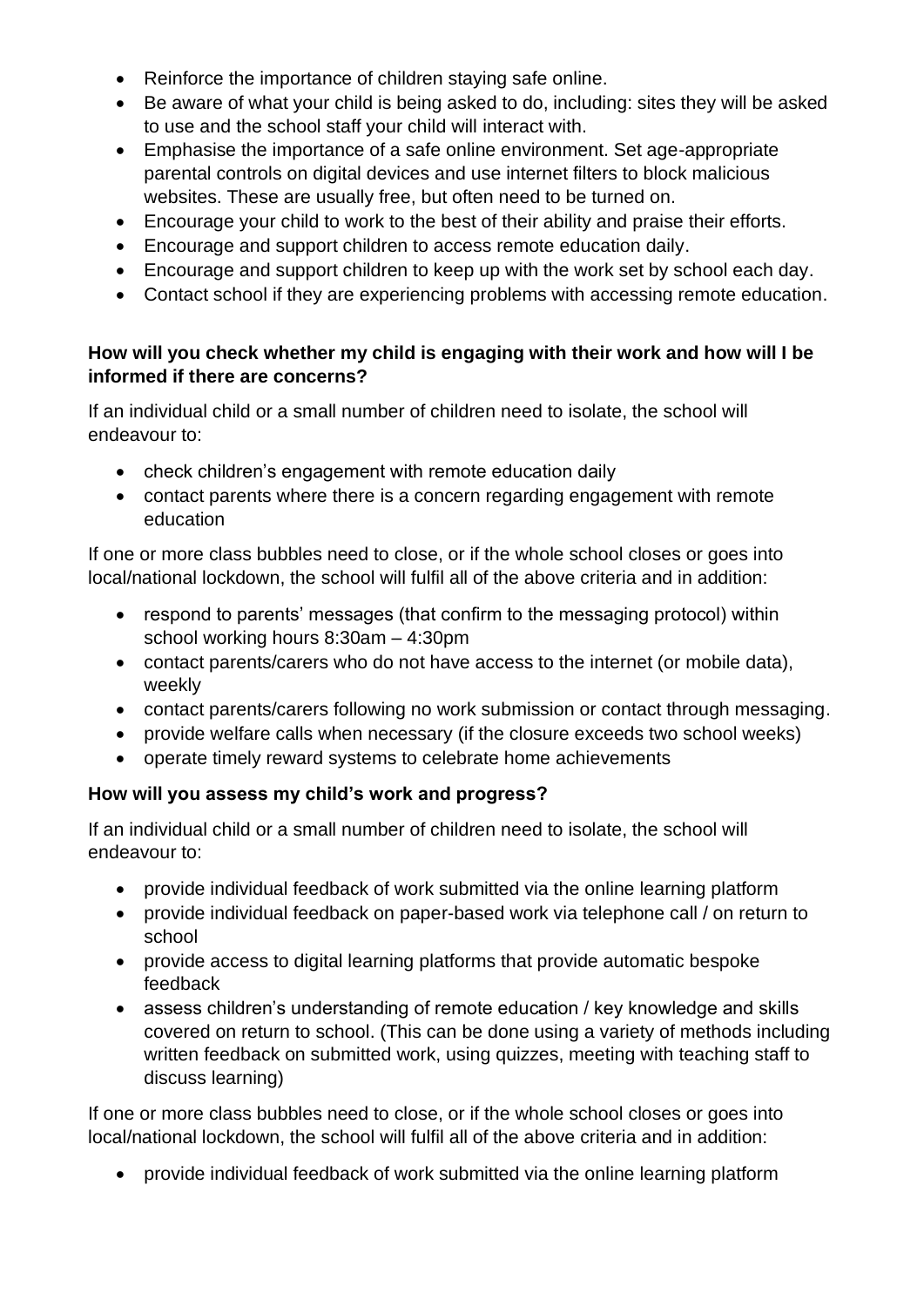- Reinforce the importance of children staying safe online.
- Be aware of what your child is being asked to do, including: sites they will be asked to use and the school staff your child will interact with.
- Emphasise the importance of a safe online environment. Set age-appropriate parental controls on digital devices and use internet filters to block malicious websites. These are usually free, but often need to be turned on.
- Encourage your child to work to the best of their ability and praise their efforts.
- Encourage and support children to access remote education daily.
- Encourage and support children to keep up with the work set by school each day.
- Contact school if they are experiencing problems with accessing remote education.

**How will you check whether my child is engaging with their work and how will I be informed if there are concerns?**

If an individual child or a small number of children need to isolate, the school will endeavour to:

- check children's engagement with remote education daily
- contact parents where there is a concern regarding engagement with remote education

If one or more class bubbles need to close, or if the whole school closes or goes into local/national lockdown, the school will fulfil all of the above criteria and in addition:

- respond to parents' messages (that confirm to the messaging protocol) within school working hours 8:30am – 4:30pm
- contact parents/carers who do not have access to the internet (or mobile data), weekly
- contact parents/carers following no work submission or contact through messaging.
- provide welfare calls when necessary (if the closure exceeds two school weeks)
- operate timely reward systems to celebrate home achievements

**How will you assess my child's work and progress?**

If an individual child or a small number of children need to isolate, the school will endeavour to:

- provide individual feedback of work submitted via the online learning platform
- provide individual feedback on paper-based work via telephone call / on return to school
- provide access to digital learning platforms that provide automatic bespoke feedback
- assess children's understanding of remote education / key knowledge and skills covered on return to school. (This can be done using a variety of methods including written feedback on submitted work, using quizzes, meeting with teaching staff to discuss learning)

If one or more class bubbles need to close, or if the whole school closes or goes into local/national lockdown, the school will fulfil all of the above criteria and in addition:

- provide individual feedback of work submitted via the online learning platform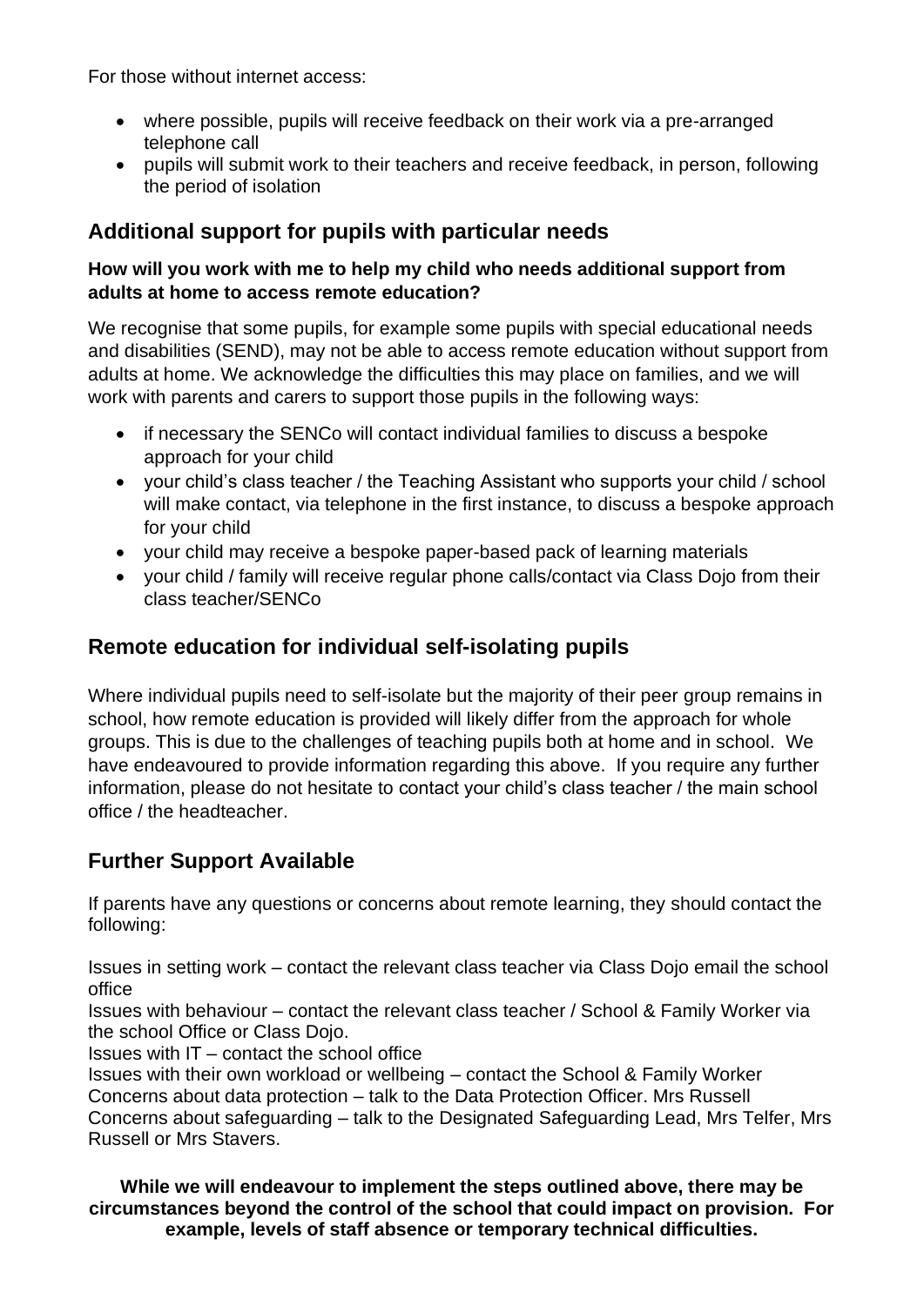For those without internet access:

- where possible, pupils will receive feedback on their work via a pre-arranged telephone call
- pupils will submit work to their teachers and receive feedback, in person, following the period of isolation

## Additional support for pupils with particular needs

**How will you work with me to help my child who needs additional support from adults at home to access remote education?**

We recognise that some pupils, for example some pupils with special educational needs and disabilities (SEND), may not be able to access remote education without support from adults at home. We acknowledge the difficulties this may place on families, and we will work with parents and carers to support those pupils in the following ways:

- if necessary the SENCo will contact individual families to discuss a bespoke approach for your child
- your child's class teacher / the Teaching Assistant who supports your child / school will make contact, via telephone in the first instance, to discuss a bespoke approach for your child
- your child may receive a bespoke paper-based pack of learning materials
- your child / family will receive regular phone calls/contact via Class Dojo from their class teacher/SENCo

## Remote education for individual self-isolating pupils

Where individual pupils need to self-isolate but the majority of their peer group remains in school, how remote education is provided will likely differ from the approach for whole groups. This is due to the challenges of teaching pupils both at home and in school. We have endeavoured to provide information regarding this above. If you require any further information, please do not hesitate to contact your child's class teacher / the main school office / the headteacher.

## Further Support Available

If parents have any questions or concerns about remote learning, they should contact the following:

Issues in setting work – contact the relevant class teacher via Class Dojo email the school office
Issues with behaviour – contact the relevant class teacher / School & Family Worker via the school Office or Class Dojo.
Issues with IT – contact the school office
Issues with their own workload or wellbeing – contact the School & Family Worker
Concerns about data protection – talk to the Data Protection Officer. Mrs Russell
Concerns about safeguarding – talk to the Designated Safeguarding Lead, Mrs Telfer, Mrs Russell or Mrs Stavers.

**While we will endeavour to implement the steps outlined above, there may be circumstances beyond the control of the school that could impact on provision. For example, levels of staff absence or temporary technical difficulties.**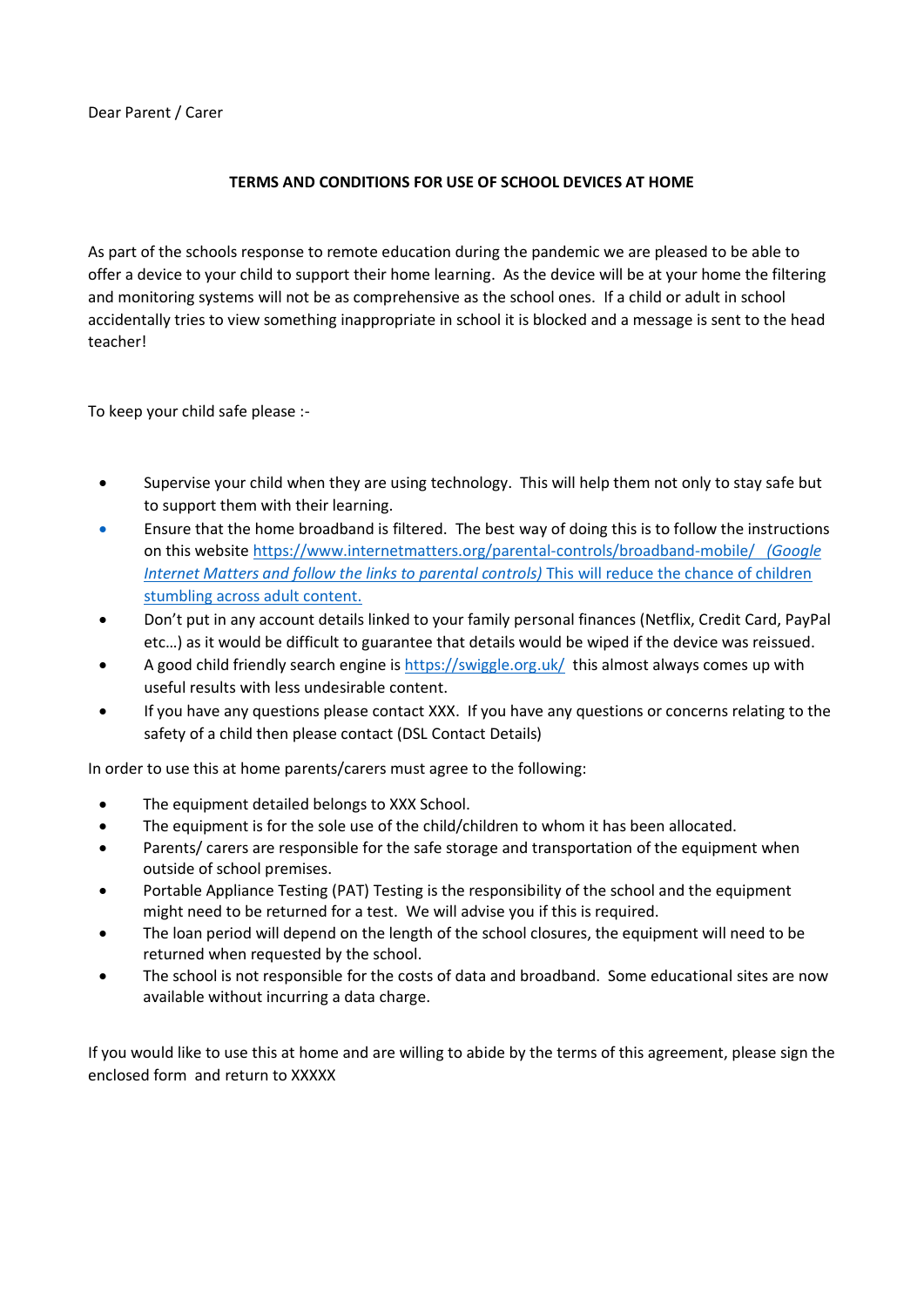Dear Parent / Carer

**TERMS AND CONDITIONS FOR USE OF SCHOOL DEVICES AT HOME**

As part of the schools response to remote education during the pandemic we are pleased to be able to offer a device to your child to support their home learning. As the device will be at your home the filtering and monitoring systems will not be as comprehensive as the school ones. If a child or adult in school accidentally tries to view something inappropriate in school it is blocked and a message is sent to the head teacher!

To keep your child safe please :-

- Supervise your child when they are using technology. This will help them not only to stay safe but to support them with their learning.
- Ensure that the home broadband is filtered. The best way of doing this is to follow the instructions on this website https://www.internetmatters.org/parental-controls/broadband-mobile/ *(Google Internet Matters and follow the links to parental controls)* This will reduce the chance of children stumbling across adult content.
- Don't put in any account details linked to your family personal finances (Netflix, Credit Card, PayPal etc…) as it would be difficult to guarantee that details would be wiped if the device was reissued.
- A good child friendly search engine is https://swiggle.org.uk/ this almost always comes up with useful results with less undesirable content.
- If you have any questions please contact XXX. If you have any questions or concerns relating to the safety of a child then please contact (DSL Contact Details)

In order to use this at home parents/carers must agree to the following:

- The equipment detailed belongs to XXX School.
- The equipment is for the sole use of the child/children to whom it has been allocated.
- Parents/ carers are responsible for the safe storage and transportation of the equipment when outside of school premises.
- Portable Appliance Testing (PAT) Testing is the responsibility of the school and the equipment might need to be returned for a test. We will advise you if this is required.
- The loan period will depend on the length of the school closures, the equipment will need to be returned when requested by the school.
- The school is not responsible for the costs of data and broadband. Some educational sites are now available without incurring a data charge.

If you would like to use this at home and are willing to abide by the terms of this agreement, please sign the enclosed form and return to XXXXX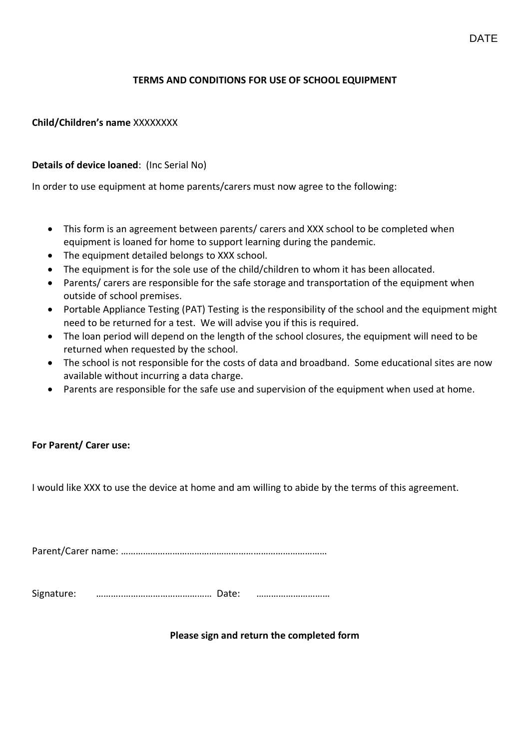DATE

## TERMS AND CONDITIONS FOR USE OF SCHOOL EQUIPMENT

**Child/Children's name** XXXXXXXX

**Details of device loaned**: (Inc Serial No)

In order to use equipment at home parents/carers must now agree to the following:

- This form is an agreement between parents/ carers and XXX school to be completed when equipment is loaned for home to support learning during the pandemic.
- The equipment detailed belongs to XXX school.
- The equipment is for the sole use of the child/children to whom it has been allocated.
- Parents/ carers are responsible for the safe storage and transportation of the equipment when outside of school premises.
- Portable Appliance Testing (PAT) Testing is the responsibility of the school and the equipment might need to be returned for a test. We will advise you if this is required.
- The loan period will depend on the length of the school closures, the equipment will need to be returned when requested by the school.
- The school is not responsible for the costs of data and broadband. Some educational sites are now available without incurring a data charge.
- Parents are responsible for the safe use and supervision of the equipment when used at home.

**For Parent/ Carer use:**

I would like XXX to use the device at home and am willing to abide by the terms of this agreement.

Parent/Carer name: …………………………………………………………………………

Signature: ……………………………………… Date: ………………………

**Please sign and return the completed form**